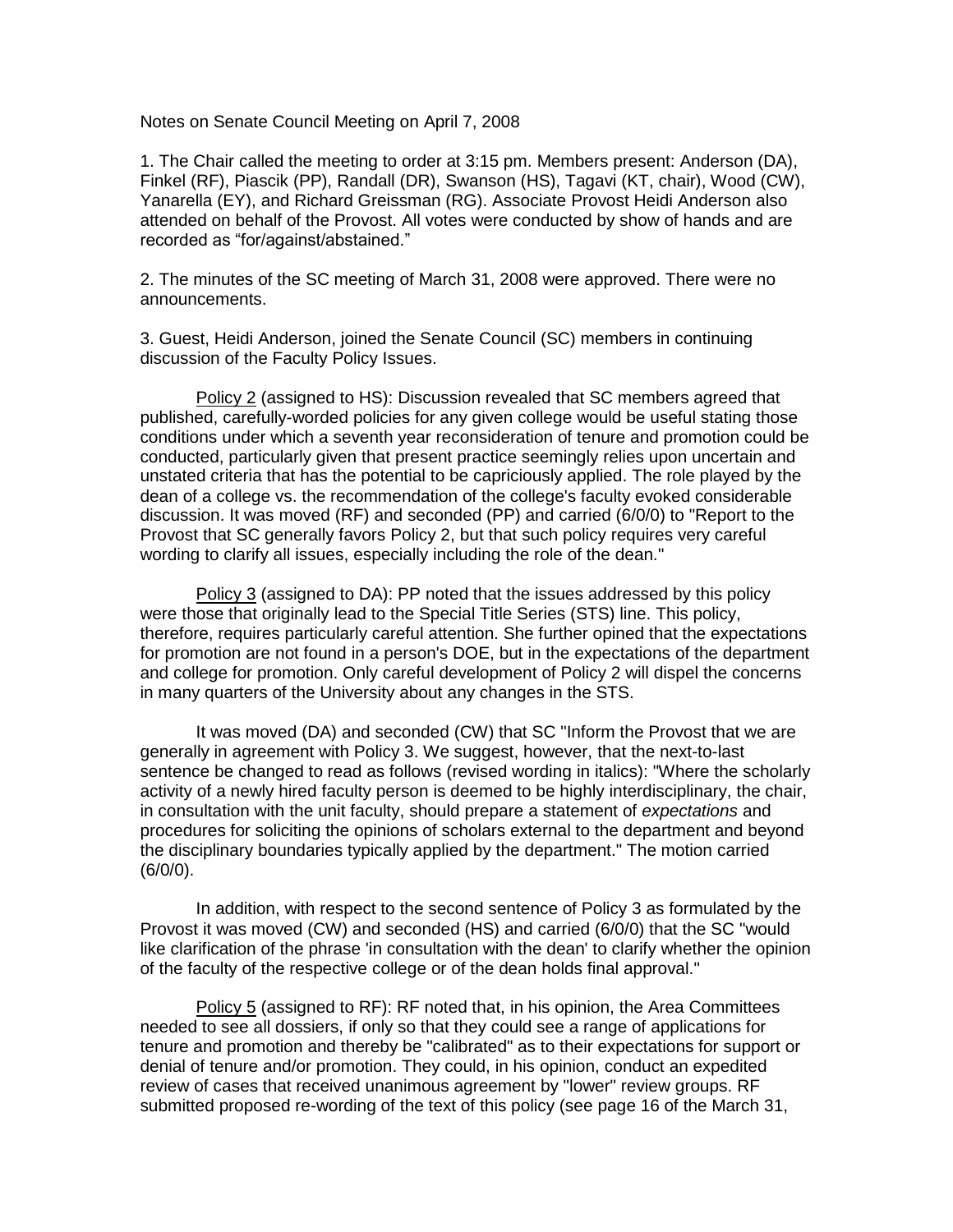Notes on Senate Council Meeting on April 7, 2008

1. The Chair called the meeting to order at 3:15 pm. Members present: Anderson (DA), Finkel (RF), Piascik (PP), Randall (DR), Swanson (HS), Tagavi (KT, chair), Wood (CW), Yanarella (EY), and Richard Greissman (RG). Associate Provost Heidi Anderson also attended on behalf of the Provost. All votes were conducted by show of hands and are recorded as "for/against/abstained."

2. The minutes of the SC meeting of March 31, 2008 were approved. There were no announcements.

3. Guest, Heidi Anderson, joined the Senate Council (SC) members in continuing discussion of the Faculty Policy Issues.

Policy 2 (assigned to HS): Discussion revealed that SC members agreed that published, carefully-worded policies for any given college would be useful stating those conditions under which a seventh year reconsideration of tenure and promotion could be conducted, particularly given that present practice seemingly relies upon uncertain and unstated criteria that has the potential to be capriciously applied. The role played by the dean of a college vs. the recommendation of the college's faculty evoked considerable discussion. It was moved (RF) and seconded (PP) and carried (6/0/0) to "Report to the Provost that SC generally favors Policy 2, but that such policy requires very careful wording to clarify all issues, especially including the role of the dean."

Policy 3 (assigned to DA): PP noted that the issues addressed by this policy were those that originally lead to the Special Title Series (STS) line. This policy, therefore, requires particularly careful attention. She further opined that the expectations for promotion are not found in a person's DOE, but in the expectations of the department and college for promotion. Only careful development of Policy 2 will dispel the concerns in many quarters of the University about any changes in the STS.

It was moved (DA) and seconded (CW) that SC "Inform the Provost that we are generally in agreement with Policy 3. We suggest, however, that the next-to-last sentence be changed to read as follows (revised wording in italics): "Where the scholarly activity of a newly hired faculty person is deemed to be highly interdisciplinary, the chair, in consultation with the unit faculty, should prepare a statement of *expectations* and procedures for soliciting the opinions of scholars external to the department and beyond the disciplinary boundaries typically applied by the department." The motion carried (6/0/0).

In addition, with respect to the second sentence of Policy 3 as formulated by the Provost it was moved (CW) and seconded (HS) and carried (6/0/0) that the SC "would like clarification of the phrase 'in consultation with the dean' to clarify whether the opinion of the faculty of the respective college or of the dean holds final approval."

Policy 5 (assigned to RF): RF noted that, in his opinion, the Area Committees needed to see all dossiers, if only so that they could see a range of applications for tenure and promotion and thereby be "calibrated" as to their expectations for support or denial of tenure and/or promotion. They could, in his opinion, conduct an expedited review of cases that received unanimous agreement by "lower" review groups. RF submitted proposed re-wording of the text of this policy (see page 16 of the March 31,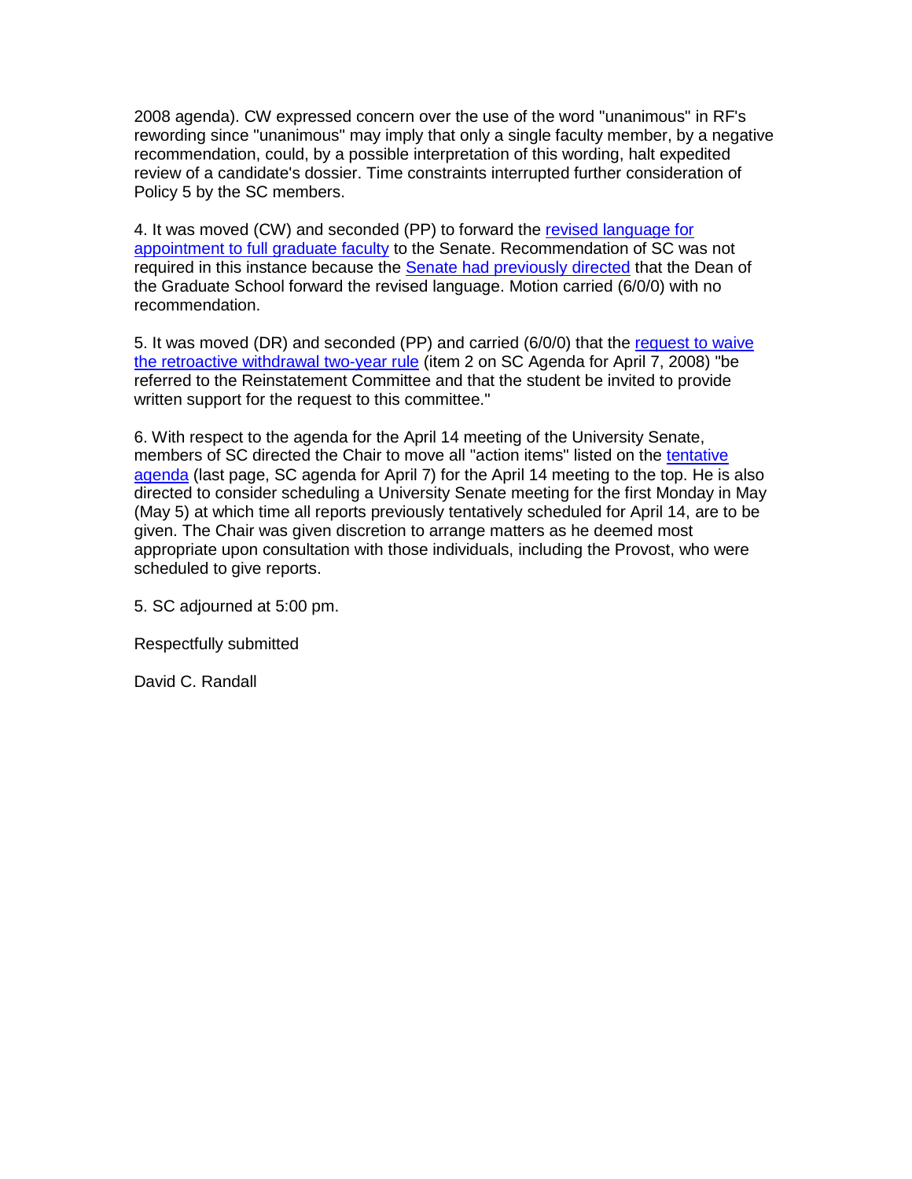2008 agenda). CW expressed concern over the use of the word "unanimous" in RF's rewording since "unanimous" may imply that only a single faculty member, by a negative recommendation, could, by a possible interpretation of this wording, halt expedited review of a candidate's dossier. Time constraints interrupted further consideration of Policy 5 by the SC members.

4. It was moved (CW) and seconded (PP) to forward the revised language for appointment to full graduate faculty to the Senate. Recommendation of SC was not required in this instance because the Senate had previously directed that the Dean of the Graduate School forward the revised language. Motion carried (6/0/0) with no recommendation.

5. It was moved (DR) and seconded (PP) and carried (6/0/0) that the request to waive the retroactive withdrawal two-year rule (item 2 on SC Agenda for April 7, 2008) "be referred to the Reinstatement Committee and that the student be invited to provide written support for the request to this committee."

6. With respect to the agenda for the April 14 meeting of the University Senate, members of SC directed the Chair to move all "action items" listed on the tentative agenda (last page, SC agenda for April 7) for the April 14 meeting to the top. He is also directed to consider scheduling a University Senate meeting for the first Monday in May (May 5) at which time all reports previously tentatively scheduled for April 14, are to be given. The Chair was given discretion to arrange matters as he deemed most appropriate upon consultation with those individuals, including the Provost, who were scheduled to give reports.

5. SC adjourned at 5:00 pm.

Respectfully submitted

David C. Randall